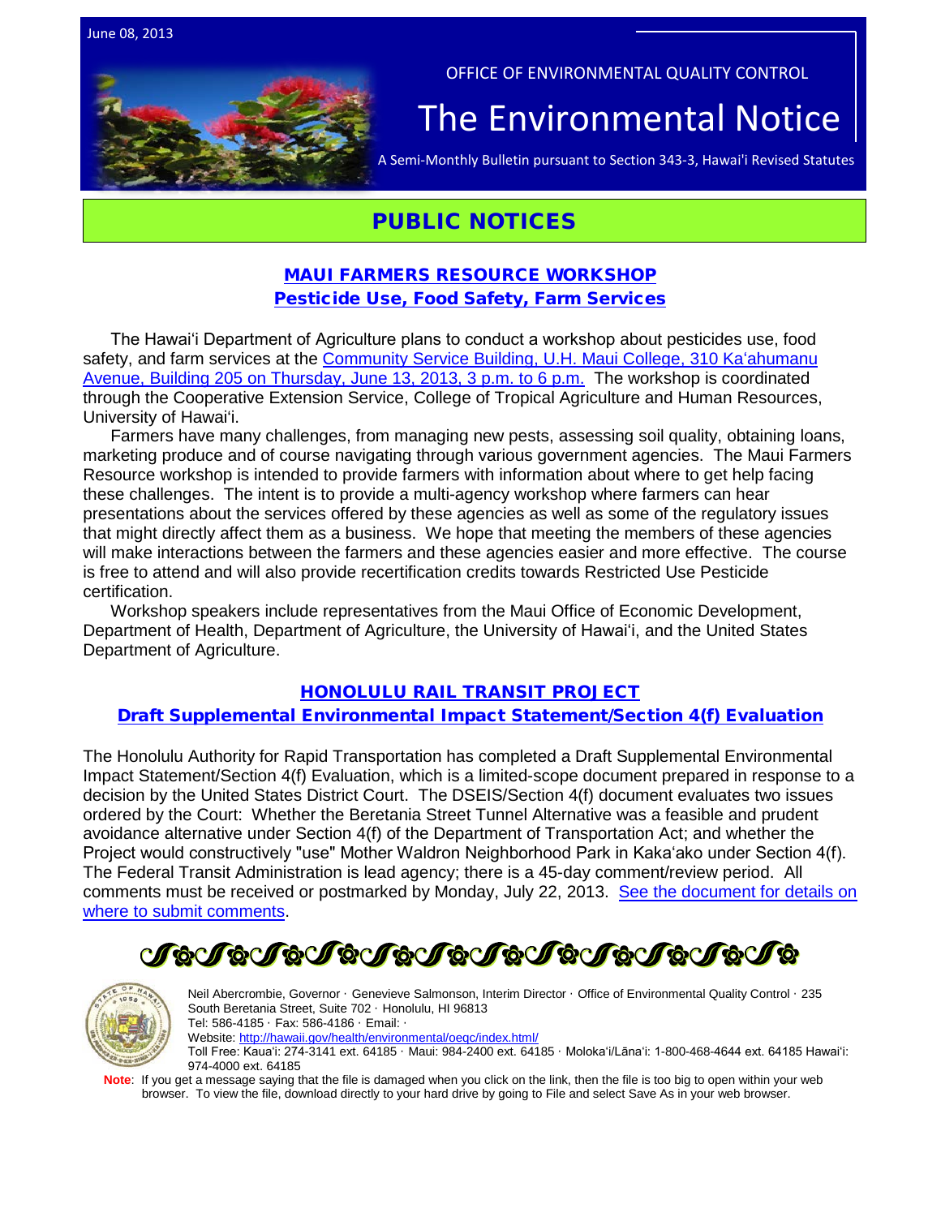June 08, 2013

OFFICE OF ENVIRONMENTAL QUALITY CONTROL

# The Environmental Notice

A Semi-Monthly Bulletin pursuant to Section 343-3, Hawai'i Revised Statutes

## PUBLIC NOTICES

### MAUI FARMERS RESOURCE WORKSHOP
### Pesticide Use, Food Safety, Farm Services

The Hawaiʻi Department of Agriculture plans to conduct a workshop about pesticides use, food safety, and farm services at the Community Service Building, U.H. Maui College, 310 Kaʻahumanu Avenue, Building 205 on Thursday, June 13, 2013, 3 p.m. to 6 p.m. The workshop is coordinated through the Cooperative Extension Service, College of Tropical Agriculture and Human Resources, University of Hawaiʻi.

Farmers have many challenges, from managing new pests, assessing soil quality, obtaining loans, marketing produce and of course navigating through various government agencies. The Maui Farmers Resource workshop is intended to provide farmers with information about where to get help facing these challenges. The intent is to provide a multi-agency workshop where farmers can hear presentations about the services offered by these agencies as well as some of the regulatory issues that might directly affect them as a business. We hope that meeting the members of these agencies will make interactions between the farmers and these agencies easier and more effective. The course is free to attend and will also provide recertification credits towards Restricted Use Pesticide certification.

Workshop speakers include representatives from the Maui Office of Economic Development, Department of Health, Department of Agriculture, the University of Hawaiʻi, and the United States Department of Agriculture.

### HONOLULU RAIL TRANSIT PROJECT
### Draft Supplemental Environmental Impact Statement/Section 4(f) Evaluation

The Honolulu Authority for Rapid Transportation has completed a Draft Supplemental Environmental Impact Statement/Section 4(f) Evaluation, which is a limited-scope document prepared in response to a decision by the United States District Court. The DSEIS/Section 4(f) document evaluates two issues ordered by the Court: Whether the Beretania Street Tunnel Alternative was a feasible and prudent avoidance alternative under Section 4(f) of the Department of Transportation Act; and whether the Project would constructively "use" Mother Waldron Neighborhood Park in Kakaʻako under Section 4(f). The Federal Transit Administration is lead agency; there is a 45-day comment/review period. All comments must be received or postmarked by Monday, July 22, 2013. See the document for details on where to submit comments.

Neil Abercrombie, Governor · Genevieve Salmonson, Interim Director · Office of Environmental Quality Control · 235 South Beretania Street, Suite 702 · Honolulu, HI 96813
Tel: 586-4185 · Fax: 586-4186 · Email: ·
Website: http://hawaii.gov/health/environmental/oeqc/index.html/
Toll Free: Kauaʻi: 274-3141 ext. 64185 · Maui: 984-2400 ext. 64185 · Molokaʻi/Lānaʻi: 1-800-468-4644 ext. 64185 Hawaiʻi: 974-4000 ext. 64185

**Note**: If you get a message saying that the file is damaged when you click on the link, then the file is too big to open within your web browser. To view the file, download directly to your hard drive by going to File and select Save As in your web browser.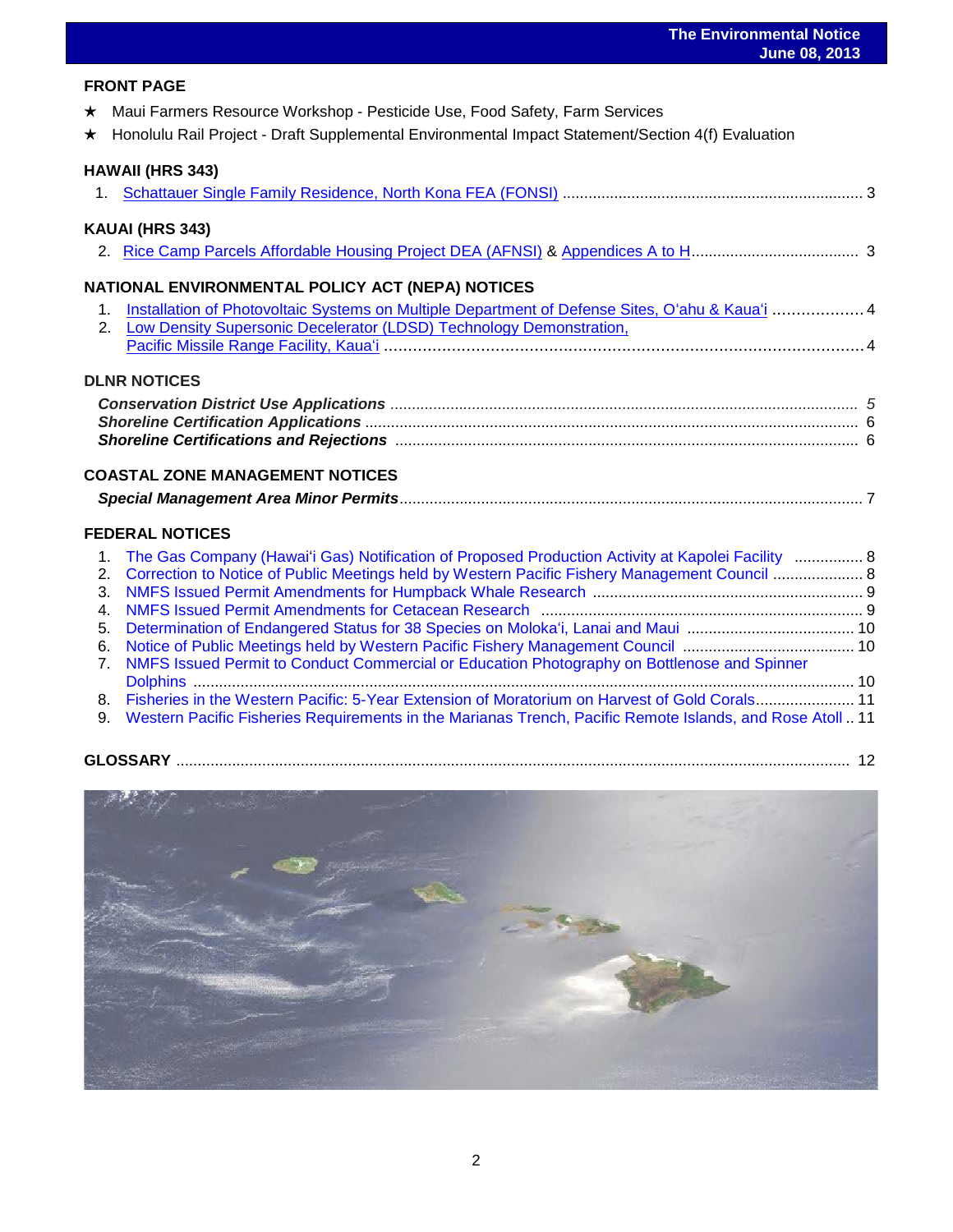## FRONT PAGE

★ Maui Farmers Resource Workshop - Pesticide Use, Food Safety, Farm Services

★ Honolulu Rail Project - Draft Supplemental Environmental Impact Statement/Section 4(f) Evaluation

## HAWAII (HRS 343)

1. Schattauer Single Family Residence, North Kona FEA (FONSI) ..... 3

## KAUAI (HRS 343)

2. Rice Camp Parcels Affordable Housing Project DEA (AFNSI) & Appendices A to H ..... 3

## NATIONAL ENVIRONMENTAL POLICY ACT (NEPA) NOTICES

1. Installation of Photovoltaic Systems on Multiple Department of Defense Sites, Oʻahu & Kauaʻi ..... 4
2. Low Density Supersonic Decelerator (LDSD) Technology Demonstration, Pacific Missile Range Facility, Kauaʻi ..... 4

## DLNR NOTICES

***Conservation District Use Applications*** ..... *5*

***Shoreline Certification Applications*** ..... 6

***Shoreline Certifications and Rejections*** ..... 6

## COASTAL ZONE MANAGEMENT NOTICES

***Special Management Area Minor Permits*** ..... 7

## FEDERAL NOTICES

1. The Gas Company (Hawaiʻi Gas) Notification of Proposed Production Activity at Kapolei Facility ..... 8
2. Correction to Notice of Public Meetings held by Western Pacific Fishery Management Council ..... 8
3. NMFS Issued Permit Amendments for Humpback Whale Research ..... 9
4. NMFS Issued Permit Amendments for Cetacean Research ..... 9
5. Determination of Endangered Status for 38 Species on Molokaʻi, Lanai and Maui ..... 10
6. Notice of Public Meetings held by Western Pacific Fishery Management Council ..... 10
7. NMFS Issued Permit to Conduct Commercial or Education Photography on Bottlenose and Spinner Dolphins ..... 10
8. Fisheries in the Western Pacific: 5-Year Extension of Moratorium on Harvest of Gold Corals ..... 11
9. Western Pacific Fisheries Requirements in the Marianas Trench, Pacific Remote Islands, and Rose Atoll ..... 11

## GLOSSARY ..... 12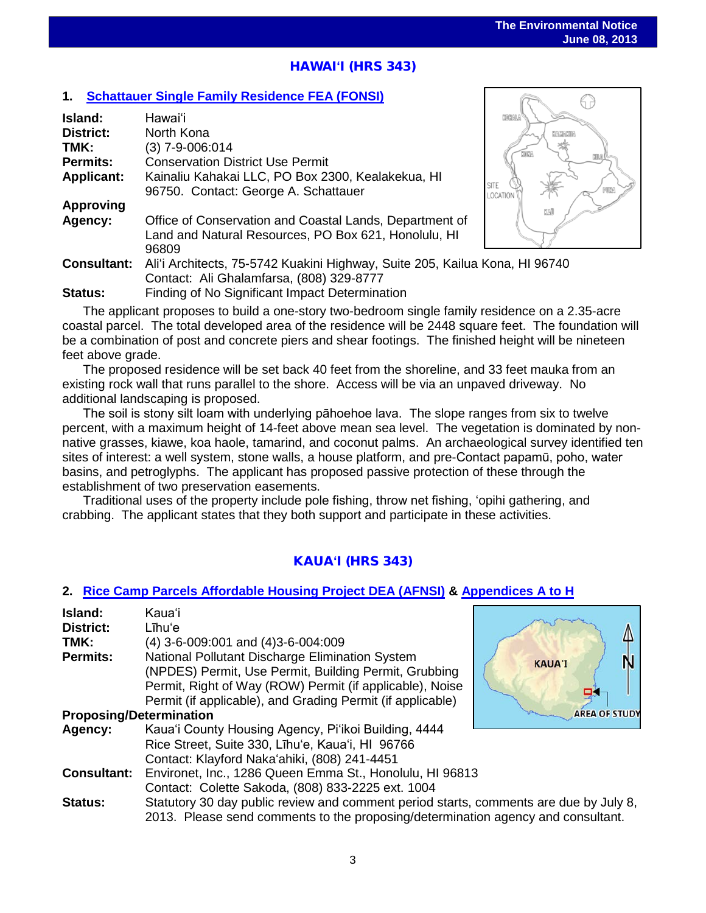## HAWAIʻI (HRS 343)

### 1. Schattauer Single Family Residence FEA (FONSI)

**Island:** Hawaiʻi
**District:** North Kona
**TMK:** (3) 7-9-006:014
**Permits:** Conservation District Use Permit
**Applicant:** Kainaliu Kahakai LLC, PO Box 2300, Kealakekua, HI 96750. Contact: George A. Schattauer
**Approving Agency:** Office of Conservation and Coastal Lands, Department of Land and Natural Resources, PO Box 621, Honolulu, HI 96809
**Consultant:** Aliʻi Architects, 75-5742 Kuakini Highway, Suite 205, Kailua Kona, HI 96740 Contact: Ali Ghalamfarsa, (808) 329-8777
**Status:** Finding of No Significant Impact Determination

The applicant proposes to build a one-story two-bedroom single family residence on a 2.35-acre coastal parcel. The total developed area of the residence will be 2448 square feet. The foundation will be a combination of post and concrete piers and shear footings. The finished height will be nineteen feet above grade.

The proposed residence will be set back 40 feet from the shoreline, and 33 feet mauka from an existing rock wall that runs parallel to the shore. Access will be via an unpaved driveway. No additional landscaping is proposed.

The soil is stony silt loam with underlying pāhoehoe lava. The slope ranges from six to twelve percent, with a maximum height of 14-feet above mean sea level. The vegetation is dominated by non-native grasses, kiawe, koa haole, tamarind, and coconut palms. An archaeological survey identified ten sites of interest: a well system, stone walls, a house platform, and pre-Contact papamū, poho, water basins, and petroglyphs. The applicant has proposed passive protection of these through the establishment of two preservation easements.

Traditional uses of the property include pole fishing, throw net fishing, ʻopihi gathering, and crabbing. The applicant states that they both support and participate in these activities.

## KAUAʻI (HRS 343)

### 2. Rice Camp Parcels Affordable Housing Project DEA (AFNSI) & Appendices A to H

**Island:** Kauaʻi
**District:** Līhuʻe
**TMK:** (4) 3-6-009:001 and (4)3-6-004:009
**Permits:** National Pollutant Discharge Elimination System (NPDES) Permit, Use Permit, Building Permit, Grubbing Permit, Right of Way (ROW) Permit (if applicable), Noise Permit (if applicable), and Grading Permit (if applicable)
**Proposing/Determination Agency:** Kauaʻi County Housing Agency, Piʻikoi Building, 4444 Rice Street, Suite 330, Līhuʻe, Kauaʻi, HI 96766 Contact: Klayford Nakaʻahiki, (808) 241-4451
**Consultant:** Environet, Inc., 1286 Queen Emma St., Honolulu, HI 96813 Contact: Colette Sakoda, (808) 833-2225 ext. 1004
**Status:** Statutory 30 day public review and comment period starts, comments are due by July 8, 2013. Please send comments to the proposing/determination agency and consultant.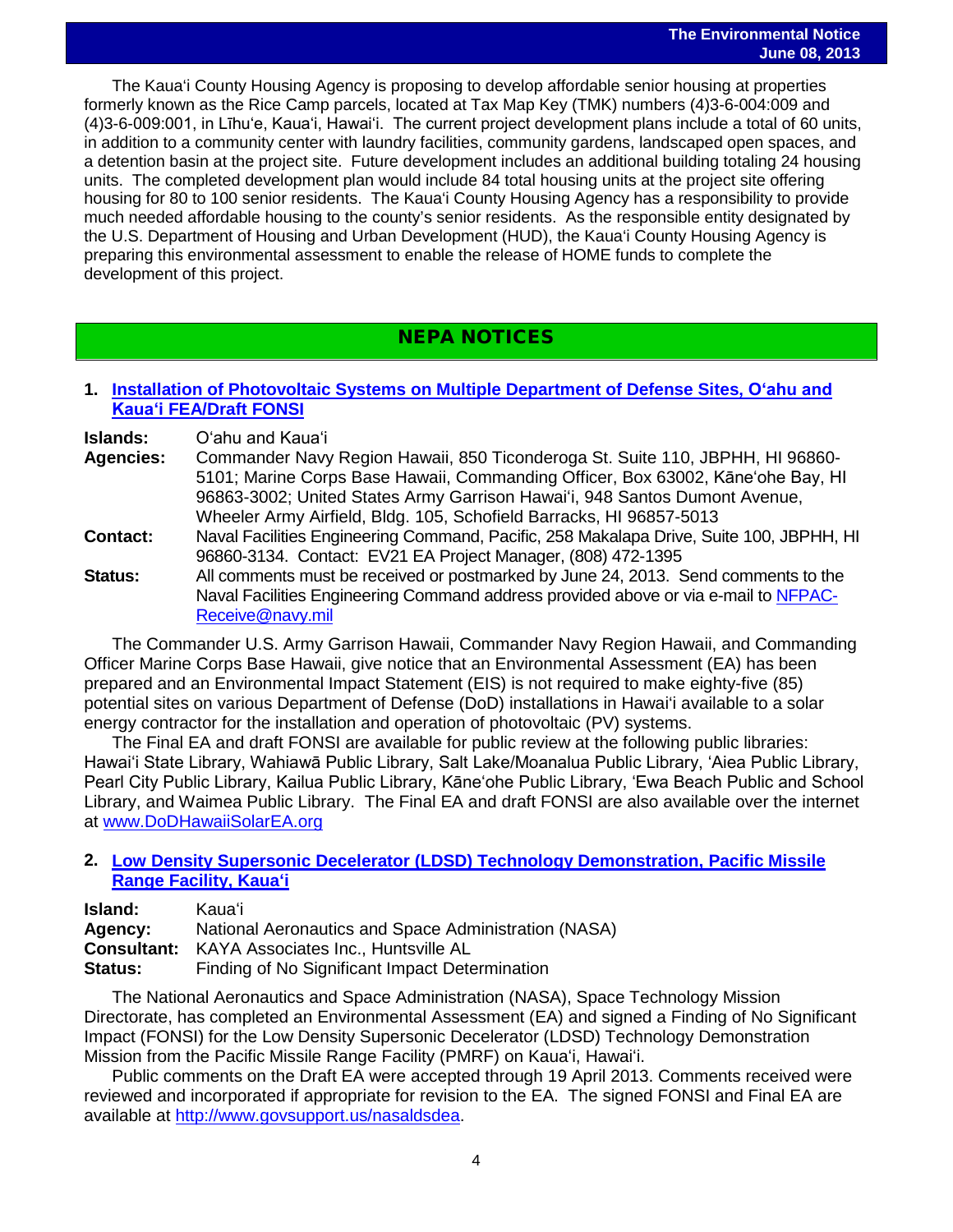The Kauaʻi County Housing Agency is proposing to develop affordable senior housing at properties formerly known as the Rice Camp parcels, located at Tax Map Key (TMK) numbers (4)3-6-004:009 and (4)3-6-009:001, in Līhuʻe, Kauaʻi, Hawaiʻi. The current project development plans include a total of 60 units, in addition to a community center with laundry facilities, community gardens, landscaped open spaces, and a detention basin at the project site. Future development includes an additional building totaling 24 housing units. The completed development plan would include 84 total housing units at the project site offering housing for 80 to 100 senior residents. The Kauaʻi County Housing Agency has a responsibility to provide much needed affordable housing to the county's senior residents. As the responsible entity designated by the U.S. Department of Housing and Urban Development (HUD), the Kauaʻi County Housing Agency is preparing this environmental assessment to enable the release of HOME funds to complete the development of this project.

## NEPA NOTICES

### 1. Installation of Photovoltaic Systems on Multiple Department of Defense Sites, Oʻahu and Kauaʻi FEA/Draft FONSI

**Islands:** Oʻahu and Kauaʻi

**Agencies:** Commander Navy Region Hawaii, 850 Ticonderoga St. Suite 110, JBPHH, HI 96860-5101; Marine Corps Base Hawaii, Commanding Officer, Box 63002, Kāneʻohe Bay, HI 96863-3002; United States Army Garrison Hawaiʻi, 948 Santos Dumont Avenue, Wheeler Army Airfield, Bldg. 105, Schofield Barracks, HI 96857-5013

**Contact:** Naval Facilities Engineering Command, Pacific, 258 Makalapa Drive, Suite 100, JBPHH, HI 96860-3134. Contact: EV21 EA Project Manager, (808) 472-1395

**Status:** All comments must be received or postmarked by June 24, 2013. Send comments to the Naval Facilities Engineering Command address provided above or via e-mail to NFPAC-Receive@navy.mil

The Commander U.S. Army Garrison Hawaii, Commander Navy Region Hawaii, and Commanding Officer Marine Corps Base Hawaii, give notice that an Environmental Assessment (EA) has been prepared and an Environmental Impact Statement (EIS) is not required to make eighty-five (85) potential sites on various Department of Defense (DoD) installations in Hawaiʻi available to a solar energy contractor for the installation and operation of photovoltaic (PV) systems.

The Final EA and draft FONSI are available for public review at the following public libraries: Hawaiʻi State Library, Wahiawā Public Library, Salt Lake/Moanalua Public Library, ʻAiea Public Library, Pearl City Public Library, Kailua Public Library, Kāneʻohe Public Library, ʻEwa Beach Public and School Library, and Waimea Public Library. The Final EA and draft FONSI are also available over the internet at www.DoDHawaiiSolarEA.org

### 2. Low Density Supersonic Decelerator (LDSD) Technology Demonstration, Pacific Missile Range Facility, Kauaʻi

**Island:** Kauaʻi

**Agency:** National Aeronautics and Space Administration (NASA)

**Consultant:** KAYA Associates Inc., Huntsville AL

**Status:** Finding of No Significant Impact Determination

The National Aeronautics and Space Administration (NASA), Space Technology Mission Directorate, has completed an Environmental Assessment (EA) and signed a Finding of No Significant Impact (FONSI) for the Low Density Supersonic Decelerator (LDSD) Technology Demonstration Mission from the Pacific Missile Range Facility (PMRF) on Kauaʻi, Hawaiʻi.

Public comments on the Draft EA were accepted through 19 April 2013. Comments received were reviewed and incorporated if appropriate for revision to the EA. The signed FONSI and Final EA are available at http://www.govsupport.us/nasaldsdea.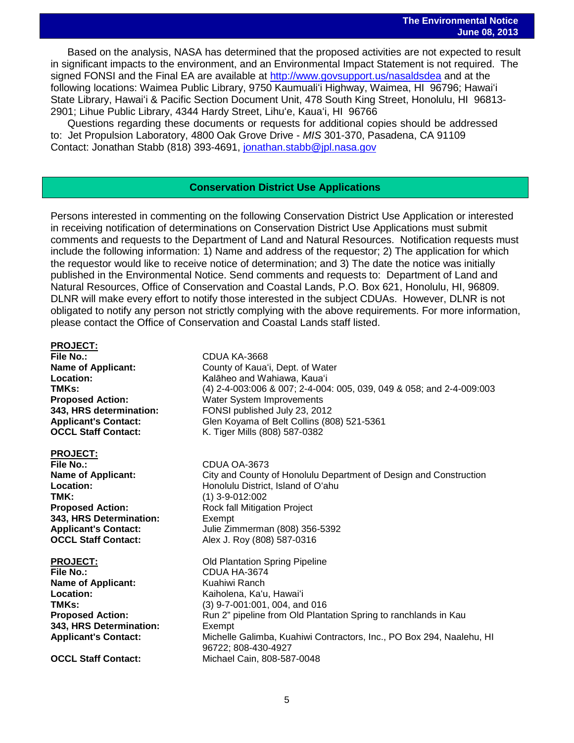Based on the analysis, NASA has determined that the proposed activities are not expected to result in significant impacts to the environment, and an Environmental Impact Statement is not required. The signed FONSI and the Final EA are available at http://www.govsupport.us/nasaldsdea and at the following locations: Waimea Public Library, 9750 Kaumuali'i Highway, Waimea, HI 96796; Hawai'i State Library, Hawai'i & Pacific Section Document Unit, 478 South King Street, Honolulu, HI 96813-2901; Lihue Public Library, 4344 Hardy Street, Lihu'e, Kaua'i, HI 96766

Questions regarding these documents or requests for additional copies should be addressed to: Jet Propulsion Laboratory, 4800 Oak Grove Drive - *MIS* 301-370, Pasadena, CA 91109 Contact: Jonathan Stabb (818) 393-4691, jonathan.stabb@jpl.nasa.gov

## Conservation District Use Applications

Persons interested in commenting on the following Conservation District Use Application or interested in receiving notification of determinations on Conservation District Use Applications must submit comments and requests to the Department of Land and Natural Resources. Notification requests must include the following information: 1) Name and address of the requestor; 2) The application for which the requestor would like to receive notice of determination; and 3) The date the notice was initially published in the Environmental Notice. Send comments and requests to: Department of Land and Natural Resources, Office of Conservation and Coastal Lands, P.O. Box 621, Honolulu, HI, 96809. DLNR will make every effort to notify those interested in the subject CDUAs. However, DLNR is not obligated to notify any person not strictly complying with the above requirements. For more information, please contact the Office of Conservation and Coastal Lands staff listed.

**PROJECT:**
**File No.:** CDUA KA-3668
**Name of Applicant:** County of Kaua'i, Dept. of Water
**Location:** Kalāheo and Wahiawa, Kaua'i
**TMKs:** (4) 2-4-003:006 & 007; 2-4-004: 005, 039, 049 & 058; and 2-4-009:003
**Proposed Action:** Water System Improvements
**343, HRS determination:** FONSI published July 23, 2012
**Applicant's Contact:** Glen Koyama of Belt Collins (808) 521-5361
**OCCL Staff Contact:** K. Tiger Mills (808) 587-0382

**PROJECT:**
**File No.:** CDUA OA-3673
**Name of Applicant:** City and County of Honolulu Department of Design and Construction
**Location:** Honolulu District, Island of O'ahu
**TMK:** (1) 3-9-012:002
**Proposed Action:** Rock fall Mitigation Project
**343, HRS Determination:** Exempt
**Applicant's Contact:** Julie Zimmerman (808) 356-5392
**OCCL Staff Contact:** Alex J. Roy (808) 587-0316

**PROJECT:** Old Plantation Spring Pipeline
**File No.:** CDUA HA-3674
**Name of Applicant:** Kuahiwi Ranch
**Location:** Kaiholena, Ka'u, Hawai'i
**TMKs:** (3) 9-7-001:001, 004, and 016
**Proposed Action:** Run 2" pipeline from Old Plantation Spring to ranchlands in Kau
**343, HRS Determination:** Exempt
**Applicant's Contact:** Michelle Galimba, Kuahiwi Contractors, Inc., PO Box 294, Naalehu, HI 96722; 808-430-4927
**OCCL Staff Contact:** Michael Cain, 808-587-0048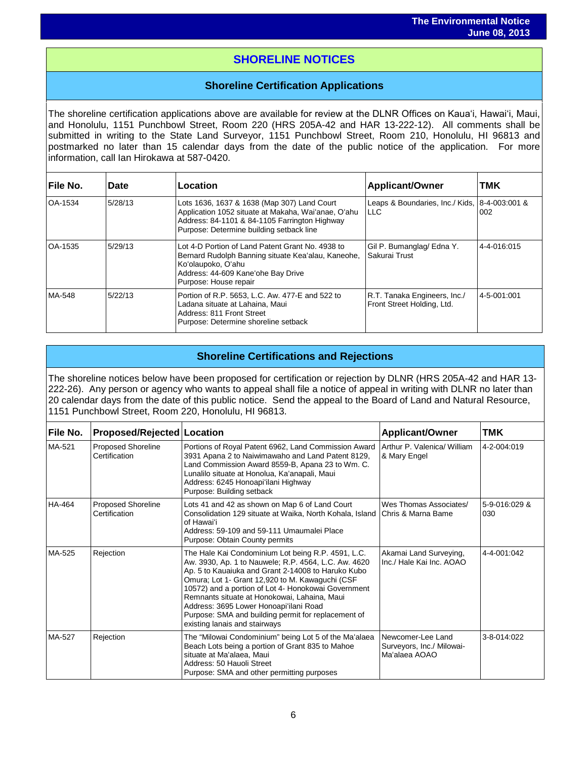# SHORELINE NOTICES

## Shoreline Certification Applications

The shoreline certification applications above are available for review at the DLNR Offices on Kaua'i, Hawai'i, Maui, and Honolulu, 1151 Punchbowl Street, Room 220 (HRS 205A-42 and HAR 13-222-12). All comments shall be submitted in writing to the State Land Surveyor, 1151 Punchbowl Street, Room 210, Honolulu, HI 96813 and postmarked no later than 15 calendar days from the date of the public notice of the application. For more information, call Ian Hirokawa at 587-0420.

| File No. | Date | Location | Applicant/Owner | TMK |
|---|---|---|---|---|
| OA-1534 | 5/28/13 | Lots 1636, 1637 & 1638 (Map 307) Land Court Application 1052 situate at Makaha, Wai'anae, O'ahu<br>Address: 84-1101 & 84-1105 Farrington Highway<br>Purpose: Determine building setback line | Leaps & Boundaries, Inc./ Kids, LLC | 8-4-003:001 & 002 |
| OA-1535 | 5/29/13 | Lot 4-D Portion of Land Patent Grant No. 4938 to Bernard Rudolph Banning situate Kea'alau, Kaneohe, Ko'olaupoko, O'ahu<br>Address: 44-609 Kane'ohe Bay Drive<br>Purpose: House repair | Gil P. Bumanglag/ Edna Y. Sakurai Trust | 4-4-016:015 |
| MA-548 | 5/22/13 | Portion of R.P. 5653, L.C. Aw. 477-E and 522 to Ladana situate at Lahaina, Maui<br>Address: 811 Front Street<br>Purpose: Determine shoreline setback | R.T. Tanaka Engineers, Inc./ Front Street Holding, Ltd. | 4-5-001:001 |

## Shoreline Certifications and Rejections

The shoreline notices below have been proposed for certification or rejection by DLNR (HRS 205A-42 and HAR 13-222-26). Any person or agency who wants to appeal shall file a notice of appeal in writing with DLNR no later than 20 calendar days from the date of this public notice. Send the appeal to the Board of Land and Natural Resource, 1151 Punchbowl Street, Room 220, Honolulu, HI 96813.

| File No. | Proposed/Rejected | Location | Applicant/Owner | TMK |
|---|---|---|---|---|
| MA-521 | Proposed Shoreline Certification | Portions of Royal Patent 6962, Land Commission Award 3931 Apana 2 to Naiwimawaho and Land Patent 8129, Land Commission Award 8559-B, Apana 23 to Wm. C. Lunalilo situate at Honolua, Ka'anapali, Maui<br>Address: 6245 Honoapi'ilani Highway<br>Purpose: Building setback | Arthur P. Valenica/ William & Mary Engel | 4-2-004:019 |
| HA-464 | Proposed Shoreline Certification | Lots 41 and 42 as shown on Map 6 of Land Court Consolidation 129 situate at Waika, North Kohala, Island of Hawai'i<br>Address: 59-109 and 59-111 Umaumalei Place<br>Purpose: Obtain County permits | Wes Thomas Associates/ Chris & Marna Bame | 5-9-016:029 & 030 |
| MA-525 | Rejection | The Hale Kai Condominium Lot being R.P. 4591, L.C. Aw. 3930, Ap. 1 to Nauwele; R.P. 4564, L.C. Aw. 4620 Ap. 5 to Kauaiuka and Grant 2-14008 to Haruko Kubo Omura; Lot 1- Grant 12,920 to M. Kawaguchi (CSF 10572) and a portion of Lot 4- Honokowai Government Remnants situate at Honokowai, Lahaina, Maui<br>Address: 3695 Lower Honoapi'ilani Road<br>Purpose: SMA and building permit for replacement of existing lanais and stairways | Akamai Land Surveying, Inc./ Hale Kai Inc. AOAO | 4-4-001:042 |
| MA-527 | Rejection | The "Milowai Condominium" being Lot 5 of the Ma'alaea Beach Lots being a portion of Grant 835 to Mahoe situate at Ma'alaea, Maui<br>Address: 50 Hauoli Street<br>Purpose: SMA and other permitting purposes | Newcomer-Lee Land Surveyors, Inc./ Milowai-Ma'alaea AOAO | 3-8-014:022 |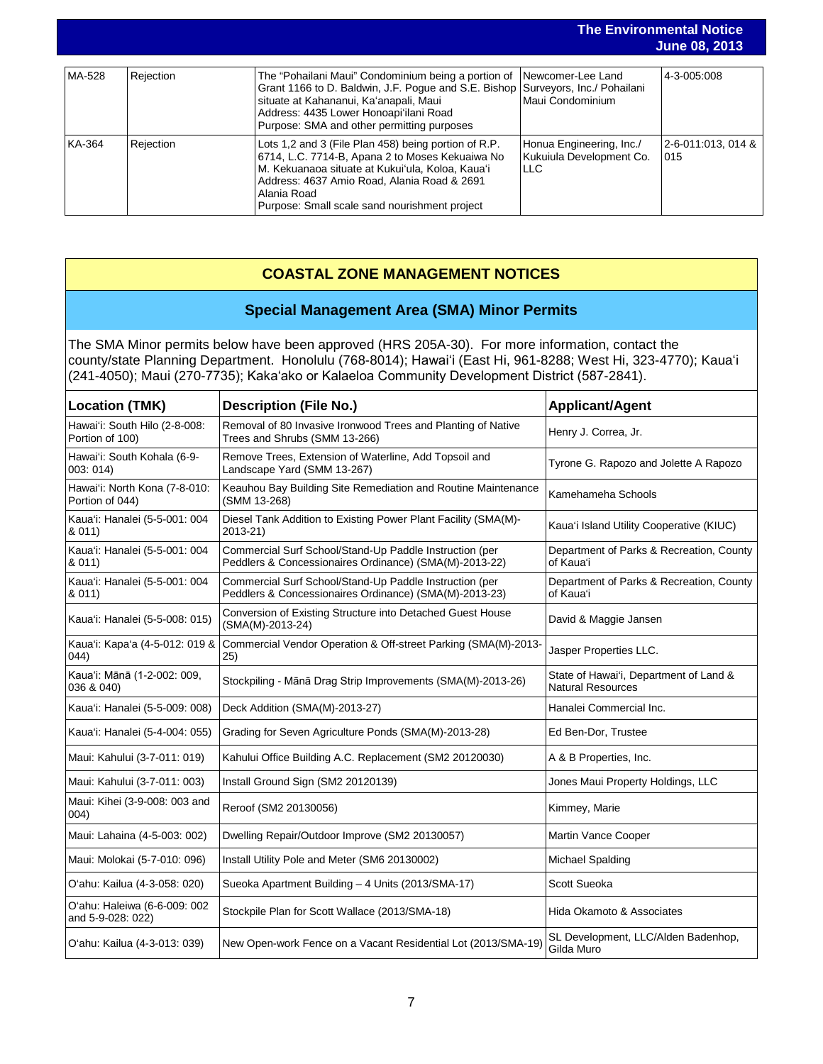| | | | | |
|---|---|---|---|---|
| MA-528 | Rejection | The "Pohailani Maui" Condominium being a portion of Grant 1166 to D. Baldwin, J.F. Pogue and S.E. Bishop situate at Kahananui, Ka'anapali, Maui<br>Address: 4435 Lower Honoapi'ilani Road<br>Purpose: SMA and other permitting purposes | Newcomer-Lee Land Surveyors, Inc./ Pohailani Maui Condominium | 4-3-005:008 |
| KA-364 | Rejection | Lots 1,2 and 3 (File Plan 458) being portion of R.P. 6714, L.C. 7714-B, Apana 2 to Moses Kekuaiwa No M. Kekuanaoa situate at Kukui'ula, Koloa, Kaua'i<br>Address: 4637 Amio Road, Alania Road & 2691 Alania Road<br>Purpose: Small scale sand nourishment project | Honua Engineering, Inc./ Kukuiula Development Co. LLC | 2-6-011:013, 014 & 015 |

## COASTAL ZONE MANAGEMENT NOTICES

### Special Management Area (SMA) Minor Permits

The SMA Minor permits below have been approved (HRS 205A-30). For more information, contact the county/state Planning Department. Honolulu (768-8014); Hawai'i (East Hi, 961-8288; West Hi, 323-4770); Kaua'i (241-4050); Maui (270-7735); Kaka'ako or Kalaeloa Community Development District (587-2841).

| Location (TMK) | Description (File No.) | Applicant/Agent |
|---|---|---|
| Hawai'i: South Hilo (2-8-008: Portion of 100) | Removal of 80 Invasive Ironwood Trees and Planting of Native Trees and Shrubs (SMM 13-266) | Henry J. Correa, Jr. |
| Hawai'i: South Kohala (6-9-003: 014) | Remove Trees, Extension of Waterline, Add Topsoil and Landscape Yard (SMM 13-267) | Tyrone G. Rapozo and Jolette A Rapozo |
| Hawai'i: North Kona (7-8-010: Portion of 044) | Keauhou Bay Building Site Remediation and Routine Maintenance (SMM 13-268) | Kamehameha Schools |
| Kaua'i: Hanalei (5-5-001: 004 & 011) | Diesel Tank Addition to Existing Power Plant Facility (SMA(M)-2013-21) | Kaua'i Island Utility Cooperative (KIUC) |
| Kaua'i: Hanalei (5-5-001: 004 & 011) | Commercial Surf School/Stand-Up Paddle Instruction (per Peddlers & Concessionaires Ordinance) (SMA(M)-2013-22) | Department of Parks & Recreation, County of Kaua'i |
| Kaua'i: Hanalei (5-5-001: 004 & 011) | Commercial Surf School/Stand-Up Paddle Instruction (per Peddlers & Concessionaires Ordinance) (SMA(M)-2013-23) | Department of Parks & Recreation, County of Kaua'i |
| Kaua'i: Hanalei (5-5-008: 015) | Conversion of Existing Structure into Detached Guest House (SMA(M)-2013-24) | David & Maggie Jansen |
| Kaua'i: Kapa'a (4-5-012: 019 & 044) | Commercial Vendor Operation & Off-street Parking (SMA(M)-2013-25) | Jasper Properties LLC. |
| Kaua'i: Mānā (1-2-002: 009, 036 & 040) | Stockpiling - Mānā Drag Strip Improvements (SMA(M)-2013-26) | State of Hawai'i, Department of Land & Natural Resources |
| Kaua'i: Hanalei (5-5-009: 008) | Deck Addition (SMA(M)-2013-27) | Hanalei Commercial Inc. |
| Kaua'i: Hanalei (5-4-004: 055) | Grading for Seven Agriculture Ponds (SMA(M)-2013-28) | Ed Ben-Dor, Trustee |
| Maui: Kahului (3-7-011: 019) | Kahului Office Building A.C. Replacement (SM2 20120030) | A & B Properties, Inc. |
| Maui: Kahului (3-7-011: 003) | Install Ground Sign (SM2 20120139) | Jones Maui Property Holdings, LLC |
| Maui: Kihei (3-9-008: 003 and 004) | Reroof (SM2 20130056) | Kimmey, Marie |
| Maui: Lahaina (4-5-003: 002) | Dwelling Repair/Outdoor Improve (SM2 20130057) | Martin Vance Cooper |
| Maui: Molokai (5-7-010: 096) | Install Utility Pole and Meter (SM6 20130002) | Michael Spalding |
| O'ahu: Kailua (4-3-058: 020) | Sueoka Apartment Building – 4 Units (2013/SMA-17) | Scott Sueoka |
| O'ahu: Haleiwa (6-6-009: 002 and 5-9-028: 022) | Stockpile Plan for Scott Wallace (2013/SMA-18) | Hida Okamoto & Associates |
| O'ahu: Kailua (4-3-013: 039) | New Open-work Fence on a Vacant Residential Lot (2013/SMA-19) | SL Development, LLC/Alden Badenhop, Gilda Muro |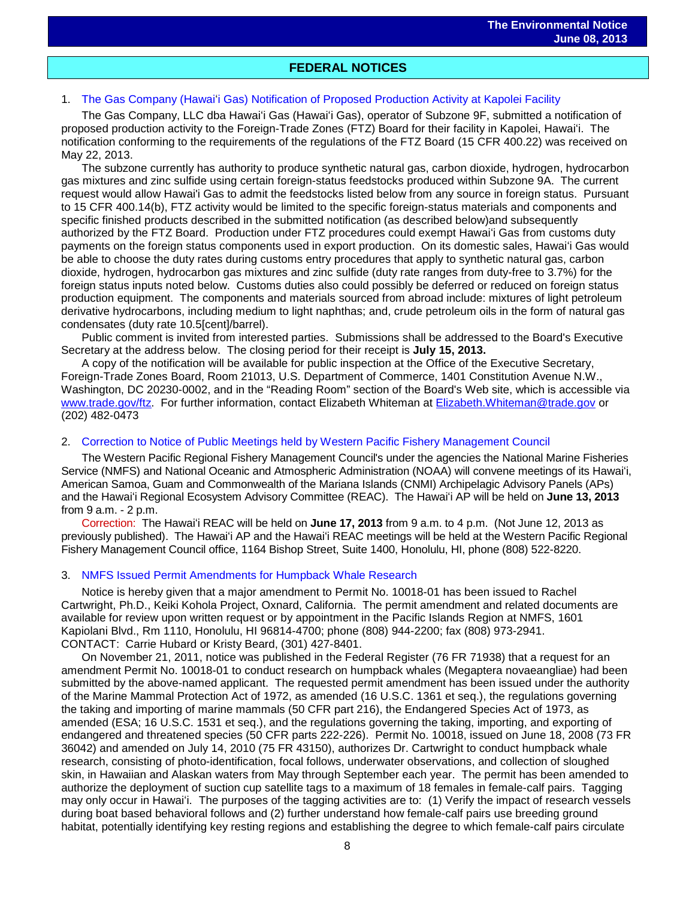## FEDERAL NOTICES

### 1. The Gas Company (Hawaiʻi Gas) Notification of Proposed Production Activity at Kapolei Facility

The Gas Company, LLC dba Hawaiʻi Gas (Hawaiʻi Gas), operator of Subzone 9F, submitted a notification of proposed production activity to the Foreign-Trade Zones (FTZ) Board for their facility in Kapolei, Hawaiʻi. The notification conforming to the requirements of the regulations of the FTZ Board (15 CFR 400.22) was received on May 22, 2013.

The subzone currently has authority to produce synthetic natural gas, carbon dioxide, hydrogen, hydrocarbon gas mixtures and zinc sulfide using certain foreign-status feedstocks produced within Subzone 9A. The current request would allow Hawai'i Gas to admit the feedstocks listed below from any source in foreign status. Pursuant to 15 CFR 400.14(b), FTZ activity would be limited to the specific foreign-status materials and components and specific finished products described in the submitted notification (as described below)and subsequently authorized by the FTZ Board. Production under FTZ procedures could exempt Hawaiʻi Gas from customs duty payments on the foreign status components used in export production. On its domestic sales, Hawaiʻi Gas would be able to choose the duty rates during customs entry procedures that apply to synthetic natural gas, carbon dioxide, hydrogen, hydrocarbon gas mixtures and zinc sulfide (duty rate ranges from duty-free to 3.7%) for the foreign status inputs noted below. Customs duties also could possibly be deferred or reduced on foreign status production equipment. The components and materials sourced from abroad include: mixtures of light petroleum derivative hydrocarbons, including medium to light naphthas; and, crude petroleum oils in the form of natural gas condensates (duty rate 10.5[cent]/barrel).

Public comment is invited from interested parties. Submissions shall be addressed to the Board's Executive Secretary at the address below. The closing period for their receipt is **July 15, 2013.**

A copy of the notification will be available for public inspection at the Office of the Executive Secretary, Foreign-Trade Zones Board, Room 21013, U.S. Department of Commerce, 1401 Constitution Avenue N.W., Washington, DC 20230-0002, and in the "Reading Room" section of the Board's Web site, which is accessible via www.trade.gov/ftz. For further information, contact Elizabeth Whiteman at Elizabeth.Whiteman@trade.gov or (202) 482-0473

### 2. Correction to Notice of Public Meetings held by Western Pacific Fishery Management Council

The Western Pacific Regional Fishery Management Council's under the agencies the National Marine Fisheries Service (NMFS) and National Oceanic and Atmospheric Administration (NOAA) will convene meetings of its Hawaiʻi, American Samoa, Guam and Commonwealth of the Mariana Islands (CNMI) Archipelagic Advisory Panels (APs) and the Hawaiʻi Regional Ecosystem Advisory Committee (REAC). The Hawaiʻi AP will be held on **June 13, 2013** from 9 a.m. - 2 p.m.

Correction: The Hawaiʻi REAC will be held on **June 17, 2013** from 9 a.m. to 4 p.m. (Not June 12, 2013 as previously published). The Hawaiʻi AP and the Hawaiʻi REAC meetings will be held at the Western Pacific Regional Fishery Management Council office, 1164 Bishop Street, Suite 1400, Honolulu, HI, phone (808) 522-8220.

### 3. NMFS Issued Permit Amendments for Humpback Whale Research

Notice is hereby given that a major amendment to Permit No. 10018-01 has been issued to Rachel Cartwright, Ph.D., Keiki Kohola Project, Oxnard, California. The permit amendment and related documents are available for review upon written request or by appointment in the Pacific Islands Region at NMFS, 1601 Kapiolani Blvd., Rm 1110, Honolulu, HI 96814-4700; phone (808) 944-2200; fax (808) 973-2941.
CONTACT: Carrie Hubard or Kristy Beard, (301) 427-8401.

On November 21, 2011, notice was published in the Federal Register (76 FR 71938) that a request for an amendment Permit No. 10018-01 to conduct research on humpback whales (Megaptera novaeangliae) had been submitted by the above-named applicant. The requested permit amendment has been issued under the authority of the Marine Mammal Protection Act of 1972, as amended (16 U.S.C. 1361 et seq.), the regulations governing the taking and importing of marine mammals (50 CFR part 216), the Endangered Species Act of 1973, as amended (ESA; 16 U.S.C. 1531 et seq.), and the regulations governing the taking, importing, and exporting of endangered and threatened species (50 CFR parts 222-226). Permit No. 10018, issued on June 18, 2008 (73 FR 36042) and amended on July 14, 2010 (75 FR 43150), authorizes Dr. Cartwright to conduct humpback whale research, consisting of photo-identification, focal follows, underwater observations, and collection of sloughed skin, in Hawaiian and Alaskan waters from May through September each year. The permit has been amended to authorize the deployment of suction cup satellite tags to a maximum of 18 females in female-calf pairs. Tagging may only occur in Hawaiʻi. The purposes of the tagging activities are to: (1) Verify the impact of research vessels during boat based behavioral follows and (2) further understand how female-calf pairs use breeding ground habitat, potentially identifying key resting regions and establishing the degree to which female-calf pairs circulate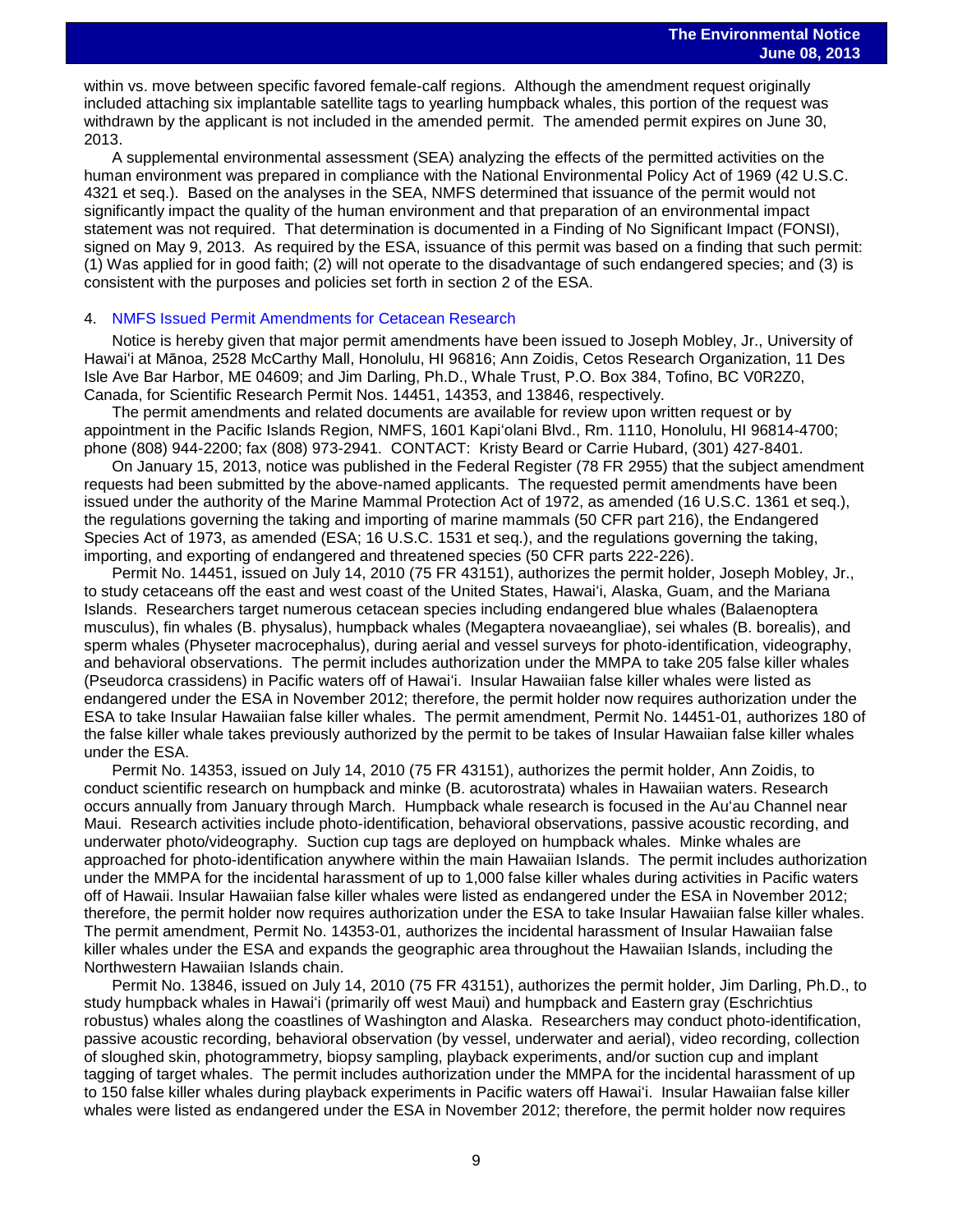within vs. move between specific favored female-calf regions. Although the amendment request originally included attaching six implantable satellite tags to yearling humpback whales, this portion of the request was withdrawn by the applicant is not included in the amended permit. The amended permit expires on June 30, 2013.

A supplemental environmental assessment (SEA) analyzing the effects of the permitted activities on the human environment was prepared in compliance with the National Environmental Policy Act of 1969 (42 U.S.C. 4321 et seq.). Based on the analyses in the SEA, NMFS determined that issuance of the permit would not significantly impact the quality of the human environment and that preparation of an environmental impact statement was not required. That determination is documented in a Finding of No Significant Impact (FONSI), signed on May 9, 2013. As required by the ESA, issuance of this permit was based on a finding that such permit: (1) Was applied for in good faith; (2) will not operate to the disadvantage of such endangered species; and (3) is consistent with the purposes and policies set forth in section 2 of the ESA.

## 4. NMFS Issued Permit Amendments for Cetacean Research

Notice is hereby given that major permit amendments have been issued to Joseph Mobley, Jr., University of Hawai'i at Mānoa, 2528 McCarthy Mall, Honolulu, HI 96816; Ann Zoidis, Cetos Research Organization, 11 Des Isle Ave Bar Harbor, ME 04609; and Jim Darling, Ph.D., Whale Trust, P.O. Box 384, Tofino, BC V0R2Z0, Canada, for Scientific Research Permit Nos. 14451, 14353, and 13846, respectively.

The permit amendments and related documents are available for review upon written request or by appointment in the Pacific Islands Region, NMFS, 1601 Kapi'olani Blvd., Rm. 1110, Honolulu, HI 96814-4700; phone (808) 944-2200; fax (808) 973-2941. CONTACT: Kristy Beard or Carrie Hubard, (301) 427-8401.

On January 15, 2013, notice was published in the Federal Register (78 FR 2955) that the subject amendment requests had been submitted by the above-named applicants. The requested permit amendments have been issued under the authority of the Marine Mammal Protection Act of 1972, as amended (16 U.S.C. 1361 et seq.), the regulations governing the taking and importing of marine mammals (50 CFR part 216), the Endangered Species Act of 1973, as amended (ESA; 16 U.S.C. 1531 et seq.), and the regulations governing the taking, importing, and exporting of endangered and threatened species (50 CFR parts 222-226).

Permit No. 14451, issued on July 14, 2010 (75 FR 43151), authorizes the permit holder, Joseph Mobley, Jr., to study cetaceans off the east and west coast of the United States, Hawai'i, Alaska, Guam, and the Mariana Islands. Researchers target numerous cetacean species including endangered blue whales (Balaenoptera musculus), fin whales (B. physalus), humpback whales (Megaptera novaeangliae), sei whales (B. borealis), and sperm whales (Physeter macrocephalus), during aerial and vessel surveys for photo-identification, videography, and behavioral observations. The permit includes authorization under the MMPA to take 205 false killer whales (Pseudorca crassidens) in Pacific waters off of Hawai'i. Insular Hawaiian false killer whales were listed as endangered under the ESA in November 2012; therefore, the permit holder now requires authorization under the ESA to take Insular Hawaiian false killer whales. The permit amendment, Permit No. 14451-01, authorizes 180 of the false killer whale takes previously authorized by the permit to be takes of Insular Hawaiian false killer whales under the ESA.

Permit No. 14353, issued on July 14, 2010 (75 FR 43151), authorizes the permit holder, Ann Zoidis, to conduct scientific research on humpback and minke (B. acutorostrata) whales in Hawaiian waters. Research occurs annually from January through March. Humpback whale research is focused in the Au'au Channel near Maui. Research activities include photo-identification, behavioral observations, passive acoustic recording, and underwater photo/videography. Suction cup tags are deployed on humpback whales. Minke whales are approached for photo-identification anywhere within the main Hawaiian Islands. The permit includes authorization under the MMPA for the incidental harassment of up to 1,000 false killer whales during activities in Pacific waters off of Hawaii. Insular Hawaiian false killer whales were listed as endangered under the ESA in November 2012; therefore, the permit holder now requires authorization under the ESA to take Insular Hawaiian false killer whales. The permit amendment, Permit No. 14353-01, authorizes the incidental harassment of Insular Hawaiian false killer whales under the ESA and expands the geographic area throughout the Hawaiian Islands, including the Northwestern Hawaiian Islands chain.

Permit No. 13846, issued on July 14, 2010 (75 FR 43151), authorizes the permit holder, Jim Darling, Ph.D., to study humpback whales in Hawai'i (primarily off west Maui) and humpback and Eastern gray (Eschrichtius robustus) whales along the coastlines of Washington and Alaska. Researchers may conduct photo-identification, passive acoustic recording, behavioral observation (by vessel, underwater and aerial), video recording, collection of sloughed skin, photogrammetry, biopsy sampling, playback experiments, and/or suction cup and implant tagging of target whales. The permit includes authorization under the MMPA for the incidental harassment of up to 150 false killer whales during playback experiments in Pacific waters off Hawai'i. Insular Hawaiian false killer whales were listed as endangered under the ESA in November 2012; therefore, the permit holder now requires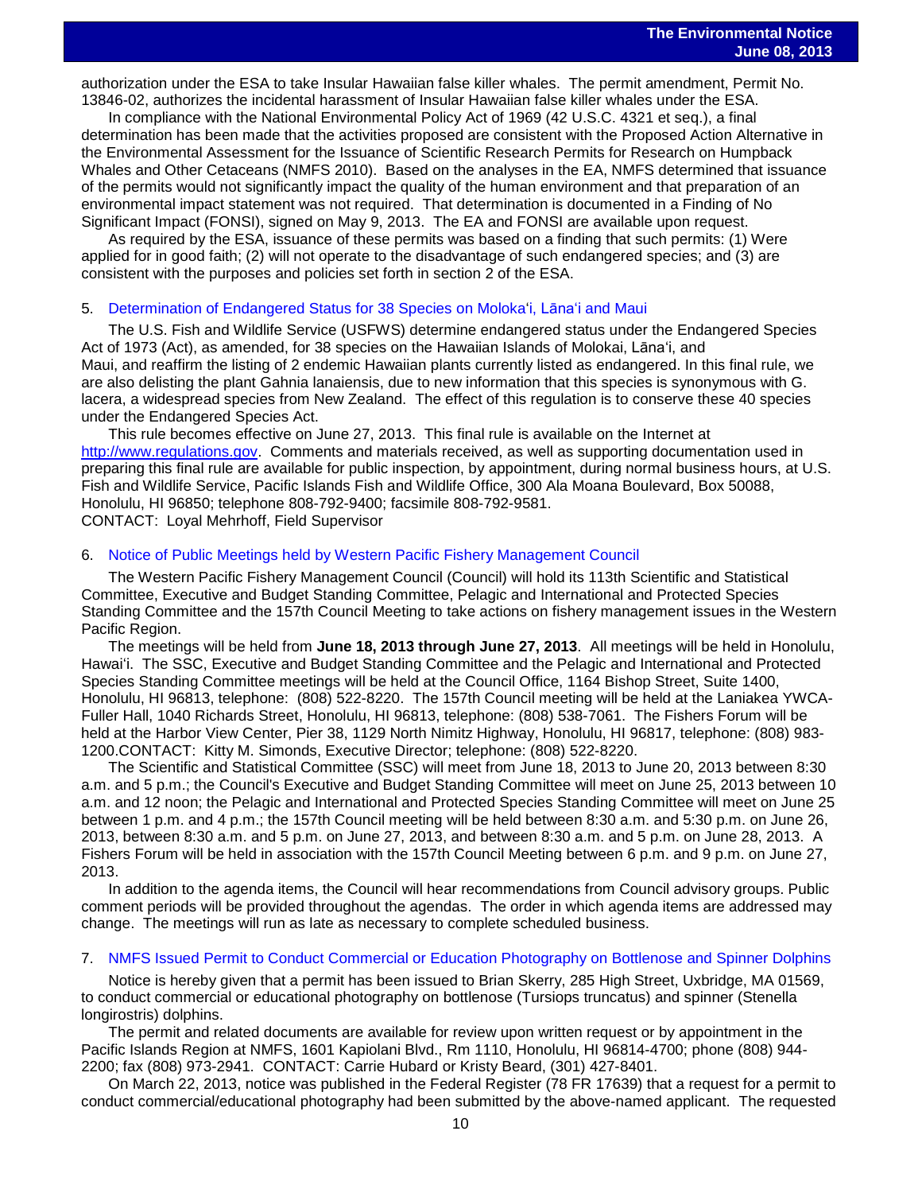authorization under the ESA to take Insular Hawaiian false killer whales. The permit amendment, Permit No. 13846-02, authorizes the incidental harassment of Insular Hawaiian false killer whales under the ESA.

In compliance with the National Environmental Policy Act of 1969 (42 U.S.C. 4321 et seq.), a final determination has been made that the activities proposed are consistent with the Proposed Action Alternative in the Environmental Assessment for the Issuance of Scientific Research Permits for Research on Humpback Whales and Other Cetaceans (NMFS 2010). Based on the analyses in the EA, NMFS determined that issuance of the permits would not significantly impact the quality of the human environment and that preparation of an environmental impact statement was not required. That determination is documented in a Finding of No Significant Impact (FONSI), signed on May 9, 2013. The EA and FONSI are available upon request.

As required by the ESA, issuance of these permits was based on a finding that such permits: (1) Were applied for in good faith; (2) will not operate to the disadvantage of such endangered species; and (3) are consistent with the purposes and policies set forth in section 2 of the ESA.

### 5. Determination of Endangered Status for 38 Species on Molokaʻi, Lānaʻi and Maui

The U.S. Fish and Wildlife Service (USFWS) determine endangered status under the Endangered Species Act of 1973 (Act), as amended, for 38 species on the Hawaiian Islands of Molokai, Lānaʻi, and Maui, and reaffirm the listing of 2 endemic Hawaiian plants currently listed as endangered. In this final rule, we are also delisting the plant Gahnia lanaiensis, due to new information that this species is synonymous with G. lacera, a widespread species from New Zealand. The effect of this regulation is to conserve these 40 species under the Endangered Species Act.

This rule becomes effective on June 27, 2013. This final rule is available on the Internet at http://www.regulations.gov. Comments and materials received, as well as supporting documentation used in preparing this final rule are available for public inspection, by appointment, during normal business hours, at U.S. Fish and Wildlife Service, Pacific Islands Fish and Wildlife Office, 300 Ala Moana Boulevard, Box 50088, Honolulu, HI 96850; telephone 808-792-9400; facsimile 808-792-9581.
CONTACT: Loyal Mehrhoff, Field Supervisor

### 6. Notice of Public Meetings held by Western Pacific Fishery Management Council

The Western Pacific Fishery Management Council (Council) will hold its 113th Scientific and Statistical Committee, Executive and Budget Standing Committee, Pelagic and International and Protected Species Standing Committee and the 157th Council Meeting to take actions on fishery management issues in the Western Pacific Region.

The meetings will be held from **June 18, 2013 through June 27, 2013**. All meetings will be held in Honolulu, Hawaiʻi. The SSC, Executive and Budget Standing Committee and the Pelagic and International and Protected Species Standing Committee meetings will be held at the Council Office, 1164 Bishop Street, Suite 1400, Honolulu, HI 96813, telephone: (808) 522-8220. The 157th Council meeting will be held at the Laniakea YWCA-Fuller Hall, 1040 Richards Street, Honolulu, HI 96813, telephone: (808) 538-7061. The Fishers Forum will be held at the Harbor View Center, Pier 38, 1129 North Nimitz Highway, Honolulu, HI 96817, telephone: (808) 983-1200.CONTACT: Kitty M. Simonds, Executive Director; telephone: (808) 522-8220.

The Scientific and Statistical Committee (SSC) will meet from June 18, 2013 to June 20, 2013 between 8:30 a.m. and 5 p.m.; the Council's Executive and Budget Standing Committee will meet on June 25, 2013 between 10 a.m. and 12 noon; the Pelagic and International and Protected Species Standing Committee will meet on June 25 between 1 p.m. and 4 p.m.; the 157th Council meeting will be held between 8:30 a.m. and 5:30 p.m. on June 26, 2013, between 8:30 a.m. and 5 p.m. on June 27, 2013, and between 8:30 a.m. and 5 p.m. on June 28, 2013. A Fishers Forum will be held in association with the 157th Council Meeting between 6 p.m. and 9 p.m. on June 27, 2013.

In addition to the agenda items, the Council will hear recommendations from Council advisory groups. Public comment periods will be provided throughout the agendas. The order in which agenda items are addressed may change. The meetings will run as late as necessary to complete scheduled business.

### 7. NMFS Issued Permit to Conduct Commercial or Education Photography on Bottlenose and Spinner Dolphins

Notice is hereby given that a permit has been issued to Brian Skerry, 285 High Street, Uxbridge, MA 01569, to conduct commercial or educational photography on bottlenose (Tursiops truncatus) and spinner (Stenella longirostris) dolphins.

The permit and related documents are available for review upon written request or by appointment in the Pacific Islands Region at NMFS, 1601 Kapiolani Blvd., Rm 1110, Honolulu, HI 96814-4700; phone (808) 944-2200; fax (808) 973-2941. CONTACT: Carrie Hubard or Kristy Beard, (301) 427-8401.

On March 22, 2013, notice was published in the Federal Register (78 FR 17639) that a request for a permit to conduct commercial/educational photography had been submitted by the above-named applicant. The requested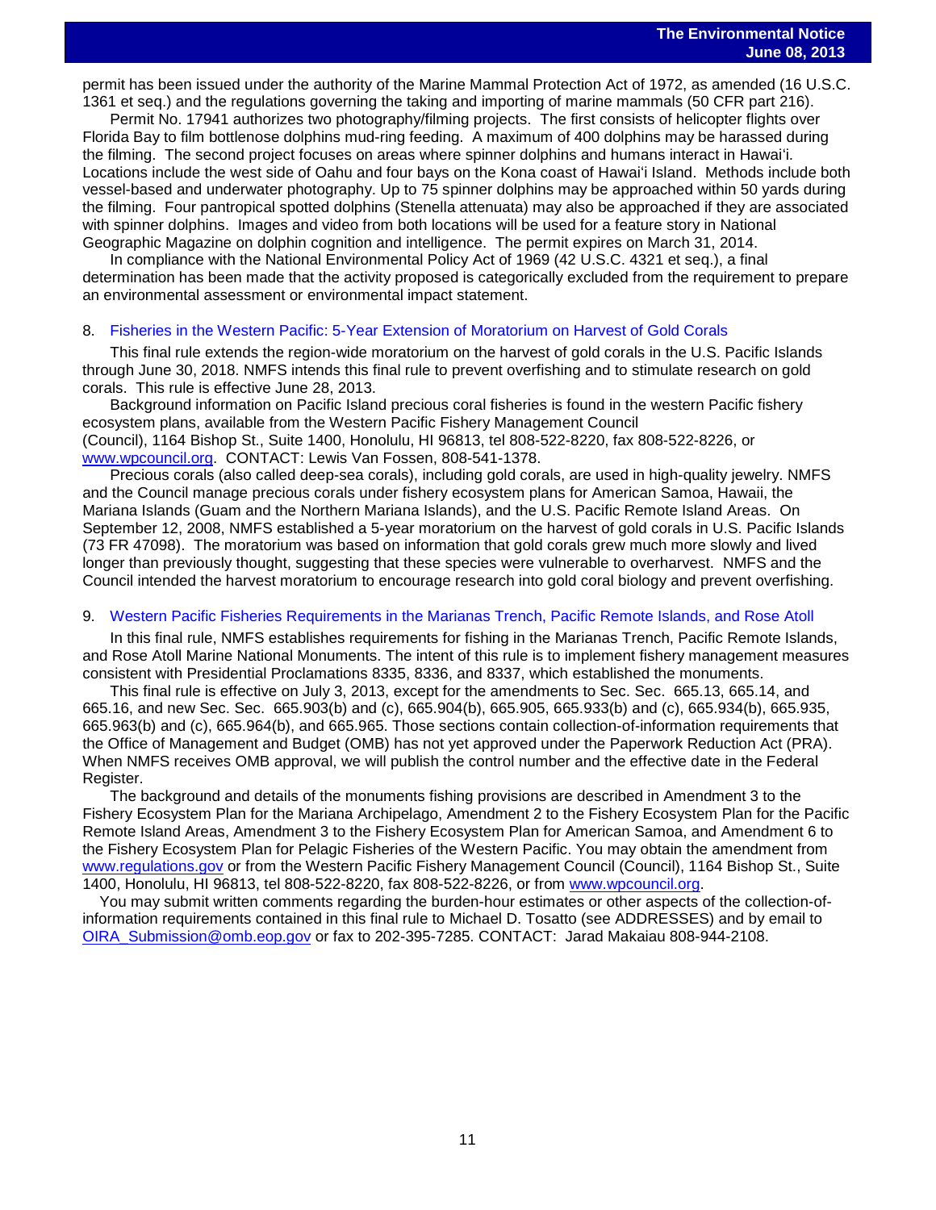permit has been issued under the authority of the Marine Mammal Protection Act of 1972, as amended (16 U.S.C. 1361 et seq.) and the regulations governing the taking and importing of marine mammals (50 CFR part 216).

Permit No. 17941 authorizes two photography/filming projects. The first consists of helicopter flights over Florida Bay to film bottlenose dolphins mud-ring feeding. A maximum of 400 dolphins may be harassed during the filming. The second project focuses on areas where spinner dolphins and humans interact in Hawai'i. Locations include the west side of Oahu and four bays on the Kona coast of Hawai'i Island. Methods include both vessel-based and underwater photography. Up to 75 spinner dolphins may be approached within 50 yards during the filming. Four pantropical spotted dolphins (Stenella attenuata) may also be approached if they are associated with spinner dolphins. Images and video from both locations will be used for a feature story in National Geographic Magazine on dolphin cognition and intelligence. The permit expires on March 31, 2014.

In compliance with the National Environmental Policy Act of 1969 (42 U.S.C. 4321 et seq.), a final determination has been made that the activity proposed is categorically excluded from the requirement to prepare an environmental assessment or environmental impact statement.

8. Fisheries in the Western Pacific: 5-Year Extension of Moratorium on Harvest of Gold Corals

This final rule extends the region-wide moratorium on the harvest of gold corals in the U.S. Pacific Islands through June 30, 2018. NMFS intends this final rule to prevent overfishing and to stimulate research on gold corals. This rule is effective June 28, 2013.

Background information on Pacific Island precious coral fisheries is found in the western Pacific fishery ecosystem plans, available from the Western Pacific Fishery Management Council (Council), 1164 Bishop St., Suite 1400, Honolulu, HI 96813, tel 808-522-8220, fax 808-522-8226, or www.wpcouncil.org. CONTACT: Lewis Van Fossen, 808-541-1378.

Precious corals (also called deep-sea corals), including gold corals, are used in high-quality jewelry. NMFS and the Council manage precious corals under fishery ecosystem plans for American Samoa, Hawaii, the Mariana Islands (Guam and the Northern Mariana Islands), and the U.S. Pacific Remote Island Areas. On September 12, 2008, NMFS established a 5-year moratorium on the harvest of gold corals in U.S. Pacific Islands (73 FR 47098). The moratorium was based on information that gold corals grew much more slowly and lived longer than previously thought, suggesting that these species were vulnerable to overharvest. NMFS and the Council intended the harvest moratorium to encourage research into gold coral biology and prevent overfishing.

9. Western Pacific Fisheries Requirements in the Marianas Trench, Pacific Remote Islands, and Rose Atoll

In this final rule, NMFS establishes requirements for fishing in the Marianas Trench, Pacific Remote Islands, and Rose Atoll Marine National Monuments. The intent of this rule is to implement fishery management measures consistent with Presidential Proclamations 8335, 8336, and 8337, which established the monuments.

This final rule is effective on July 3, 2013, except for the amendments to Sec. Sec. 665.13, 665.14, and 665.16, and new Sec. Sec. 665.903(b) and (c), 665.904(b), 665.905, 665.933(b) and (c), 665.934(b), 665.935, 665.963(b) and (c), 665.964(b), and 665.965. Those sections contain collection-of-information requirements that the Office of Management and Budget (OMB) has not yet approved under the Paperwork Reduction Act (PRA). When NMFS receives OMB approval, we will publish the control number and the effective date in the Federal Register.

The background and details of the monuments fishing provisions are described in Amendment 3 to the Fishery Ecosystem Plan for the Mariana Archipelago, Amendment 2 to the Fishery Ecosystem Plan for the Pacific Remote Island Areas, Amendment 3 to the Fishery Ecosystem Plan for American Samoa, and Amendment 6 to the Fishery Ecosystem Plan for Pelagic Fisheries of the Western Pacific. You may obtain the amendment from www.regulations.gov or from the Western Pacific Fishery Management Council (Council), 1164 Bishop St., Suite 1400, Honolulu, HI 96813, tel 808-522-8220, fax 808-522-8226, or from www.wpcouncil.org.

You may submit written comments regarding the burden-hour estimates or other aspects of the collection-of-information requirements contained in this final rule to Michael D. Tosatto (see ADDRESSES) and by email to OIRA_Submission@omb.eop.gov or fax to 202-395-7285. CONTACT: Jarad Makaiau 808-944-2108.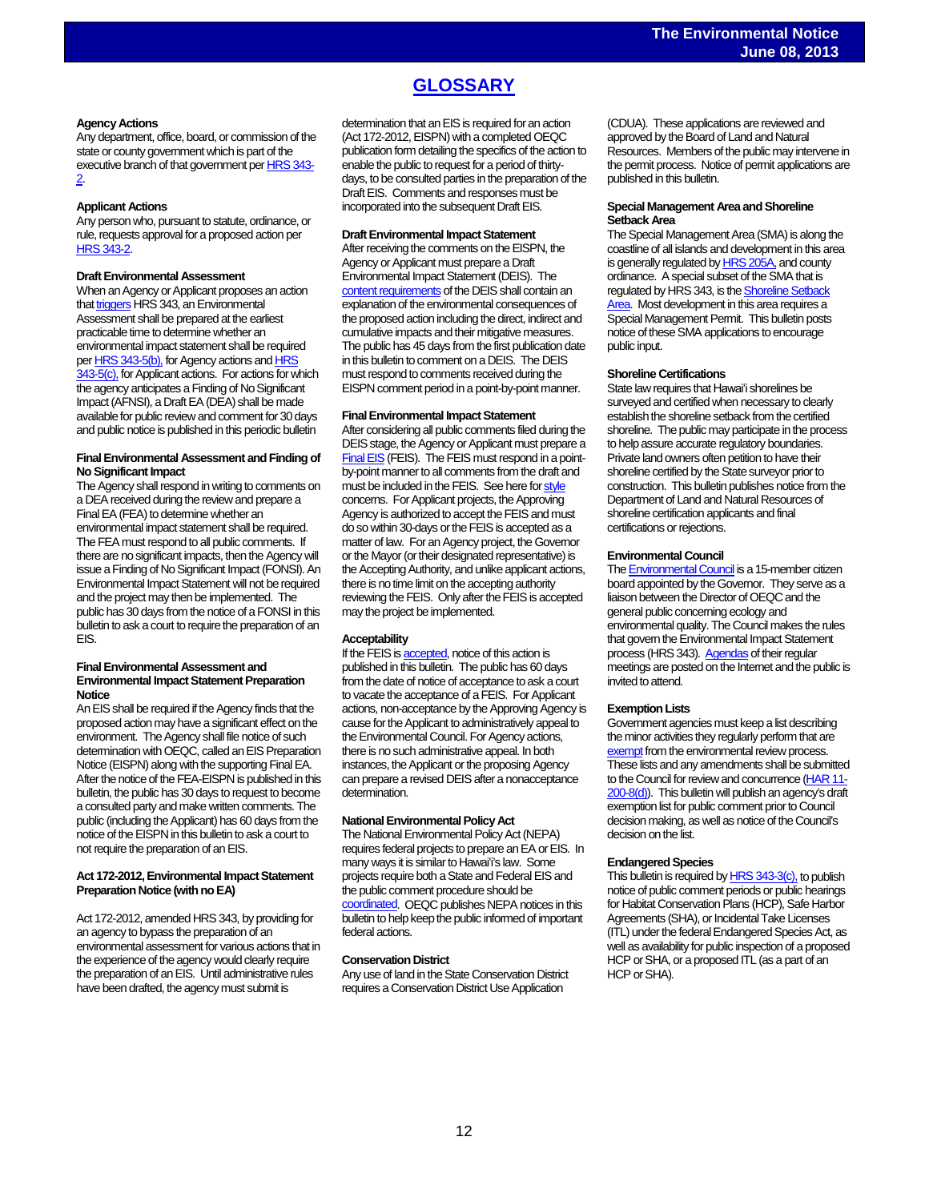# GLOSSARY

**Agency Actions**
Any department, office, board, or commission of the state or county government which is part of the executive branch of that government per HRS 343-2.

**Applicant Actions**
Any person who, pursuant to statute, ordinance, or rule, requests approval for a proposed action per HRS 343-2.

**Draft Environmental Assessment**
When an Agency or Applicant proposes an action that triggers HRS 343, an Environmental Assessment shall be prepared at the earliest practicable time to determine whether an environmental impact statement shall be required per HRS 343-5(b), for Agency actions and HRS 343-5(c), for Applicant actions. For actions for which the agency anticipates a Finding of No Significant Impact (AFNSI), a Draft EA (DEA) shall be made available for public review and comment for 30 days and public notice is published in this periodic bulletin

**Final Environmental Assessment and Finding of No Significant Impact**
The Agency shall respond in writing to comments on a DEA received during the review and prepare a Final EA (FEA) to determine whether an environmental impact statement shall be required. The FEA must respond to all public comments. If there are no significant impacts, then the Agency will issue a Finding of No Significant Impact (FONSI). An Environmental Impact Statement will not be required and the project may then be implemented. The public has 30 days from the notice of a FONSI in this bulletin to ask a court to require the preparation of an EIS.

**Final Environmental Assessment and Environmental Impact Statement Preparation Notice**
An EIS shall be required if the Agency finds that the proposed action may have a significant effect on the environment. The Agency shall file notice of such determination with OEQC, called an EIS Preparation Notice (EISPN) along with the supporting Final EA. After the notice of the FEA-EISPN is published in this bulletin, the public has 30 days to request to become a consulted party and make written comments. The public (including the Applicant) has 60 days from the notice of the EISPN in this bulletin to ask a court to not require the preparation of an EIS.

**Act 172-2012, Environmental Impact Statement Preparation Notice (with no EA)**

Act 172-2012, amended HRS 343, by providing for an agency to bypass the preparation of an environmental assessment for various actions that in the experience of the agency would clearly require the preparation of an EIS. Until administrative rules have been drafted, the agency must submit is determination that an EIS is required for an action (Act 172-2012, EISPN) with a completed OEQC publication form detailing the specifics of the action to enable the public to request for a period of thirty-days, to be consulted parties in the preparation of the Draft EIS. Comments and responses must be incorporated into the subsequent Draft EIS.

**Draft Environmental Impact Statement**
After receiving the comments on the EISPN, the Agency or Applicant must prepare a Draft Environmental Impact Statement (DEIS). The content requirements of the DEIS shall contain an explanation of the environmental consequences of the proposed action including the direct, indirect and cumulative impacts and their mitigative measures. The public has 45 days from the first publication date in this bulletin to comment on a DEIS. The DEIS must respond to comments received during the EISPN comment period in a point-by-point manner.

**Final Environmental Impact Statement**
After considering all public comments filed during the DEIS stage, the Agency or Applicant must prepare a Final EIS (FEIS). The FEIS must respond in a point-by-point manner to all comments from the draft and must be included in the FEIS. See here for style concerns. For Applicant projects, the Approving Agency is authorized to accept the FEIS and must do so within 30-days or the FEIS is accepted as a matter of law. For an Agency project, the Governor or the Mayor (or their designated representative) is the Accepting Authority, and unlike applicant actions, there is no time limit on the accepting authority reviewing the FEIS. Only after the FEIS is accepted may the project be implemented.

**Acceptability**
If the FEIS is accepted, notice of this action is published in this bulletin. The public has 60 days from the date of notice of acceptance to ask a court to vacate the acceptance of a FEIS. For Applicant actions, non-acceptance by the Approving Agency is cause for the Applicant to administratively appeal to the Environmental Council. For Agency actions, there is no such administrative appeal. In both instances, the Applicant or the proposing Agency can prepare a revised DEIS after a nonacceptance determination.

**National Environmental Policy Act**
The National Environmental Policy Act (NEPA) requires federal projects to prepare an EA or EIS. In many ways it is similar to Hawai'i's law. Some projects require both a State and Federal EIS and the public comment procedure should be coordinated. OEQC publishes NEPA notices in this bulletin to help keep the public informed of important federal actions.

**Conservation District**
Any use of land in the State Conservation District requires a Conservation District Use Application (CDUA). These applications are reviewed and approved by the Board of Land and Natural Resources. Members of the public may intervene in the permit process. Notice of permit applications are published in this bulletin.

**Special Management Area and Shoreline Setback Area**
The Special Management Area (SMA) is along the coastline of all islands and development in this area is generally regulated by HRS 205A, and county ordinance. A special subset of the SMA that is regulated by HRS 343, is the Shoreline Setback Area. Most development in this area requires a Special Management Permit. This bulletin posts notice of these SMA applications to encourage public input.

**Shoreline Certifications**
State law requires that Hawai'i shorelines be surveyed and certified when necessary to clearly establish the shoreline setback from the certified shoreline. The public may participate in the process to help assure accurate regulatory boundaries. Private land owners often petition to have their shoreline certified by the State surveyor prior to construction. This bulletin publishes notice from the Department of Land and Natural Resources of shoreline certification applicants and final certifications or rejections.

**Environmental Council**
The Environmental Council is a 15-member citizen board appointed by the Governor. They serve as a liaison between the Director of OEQC and the general public concerning ecology and environmental quality. The Council makes the rules that govern the Environmental Impact Statement process (HRS 343). Agendas of their regular meetings are posted on the Internet and the public is invited to attend.

**Exemption Lists**
Government agencies must keep a list describing the minor activities they regularly perform that are exempt from the environmental review process. These lists and any amendments shall be submitted to the Council for review and concurrence (HAR 11-200-8(d)). This bulletin will publish an agency's draft exemption list for public comment prior to Council decision making, as well as notice of the Council's decision on the list.

**Endangered Species**
This bulletin is required by HRS 343-3(c), to publish notice of public comment periods or public hearings for Habitat Conservation Plans (HCP), Safe Harbor Agreements (SHA), or Incidental Take Licenses (ITL) under the federal Endangered Species Act, as well as availability for public inspection of a proposed HCP or SHA, or a proposed ITL (as a part of an HCP or SHA).